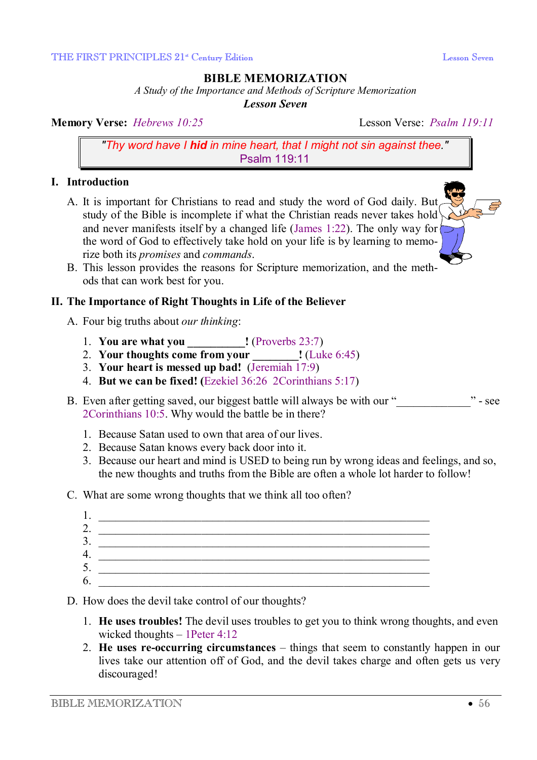# BIBLE MEMORIZATION

*A Study of the Importance and Methods of Scripture Memorization*

***Lesson Seven***

**Memory Verse:** *Hebrews 10:25* Lesson Verse: *Psalm 119:11*

> "Thy word have I ***hid*** in mine heart, that I might not sin against thee."
> Psalm 119:11

## I. Introduction

A. It is important for Christians to read and study the word of God daily. But study of the Bible is incomplete if what the Christian reads never takes hold and never manifests itself by a changed life (James 1:22). The only way for the word of God to effectively take hold on your life is by learning to memorize both its *promises* and *commands*.

B. This lesson provides the reasons for Scripture memorization, and the methods that can work best for you.

## II. The Importance of Right Thoughts in Life of the Believer

A. Four big truths about *our thinking*:

1. **You are what you __________!** (Proverbs 23:7)
2. **Your thoughts come from your ________!** (Luke 6:45)
3. **Your heart is messed up bad!** (Jeremiah 17:9)
4. **But we can be fixed! (**Ezekiel 36:26 2Corinthians 5:17)

B. Even after getting saved, our biggest battle will always be with our "_____________" - see 2Corinthians 10:5. Why would the battle be in there?

1. Because Satan used to own that area of our lives.
2. Because Satan knows every back door into it.
3. Because our heart and mind is USED to being run by wrong ideas and feelings, and so, the new thoughts and truths from the Bible are often a whole lot harder to follow!

C. What are some wrong thoughts that we think all too often?

1. ____________________________________________________________
2. ____________________________________________________________
3. ____________________________________________________________
4. ____________________________________________________________
5. ____________________________________________________________
6. ____________________________________________________________

D. How does the devil take control of our thoughts?

1. **He uses troubles!** The devil uses troubles to get you to think wrong thoughts, and even wicked thoughts – 1Peter 4:12
2. **He uses re-occurring circumstances** – things that seem to constantly happen in our lives take our attention off of God, and the devil takes charge and often gets us very discouraged!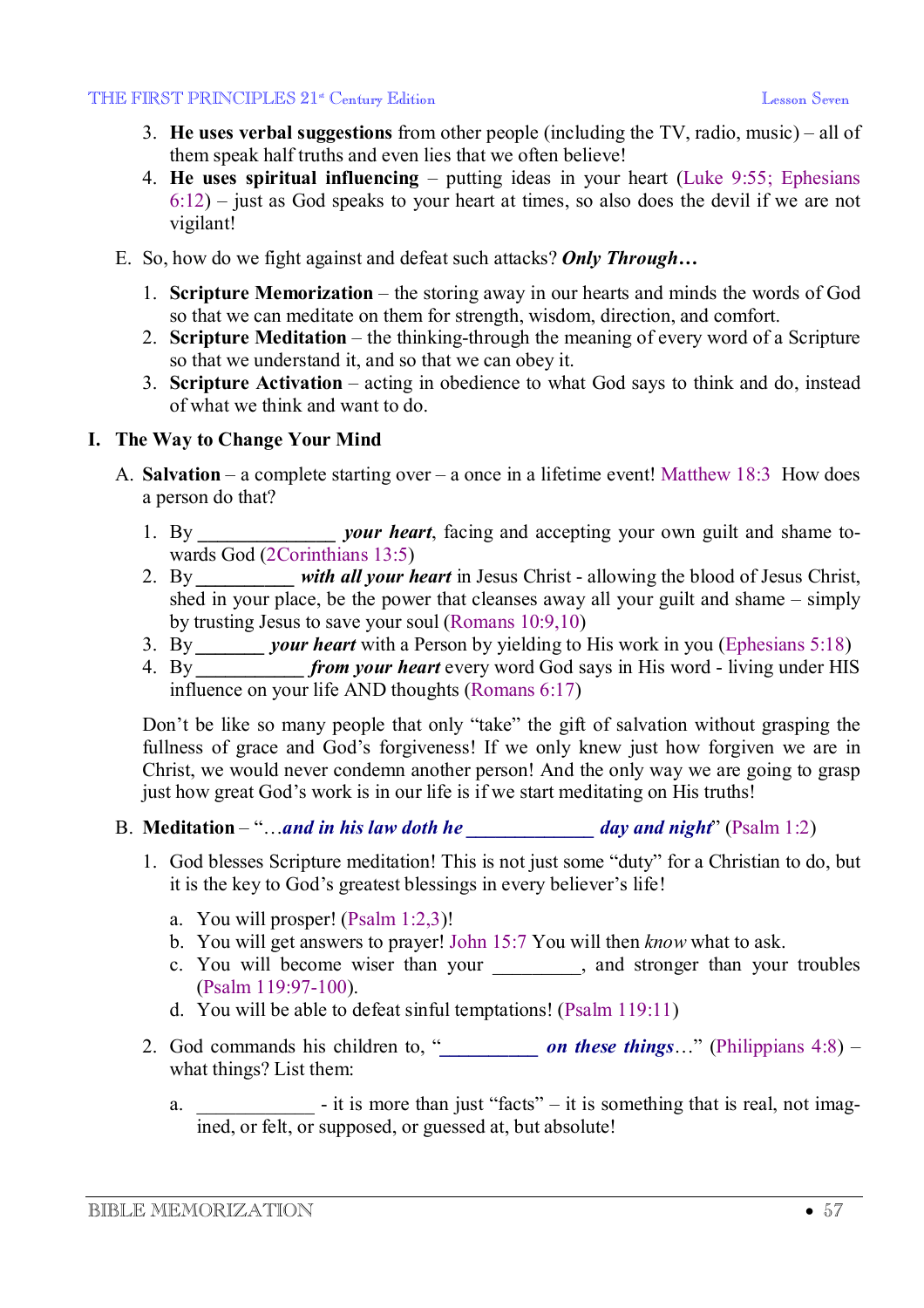3. **He uses verbal suggestions** from other people (including the TV, radio, music) – all of them speak half truths and even lies that we often believe!
4. **He uses spiritual influencing** – putting ideas in your heart (Luke 9:55; Ephesians 6:12) – just as God speaks to your heart at times, so also does the devil if we are not vigilant!

E. So, how do we fight against and defeat such attacks? ***Only Through…***

1. **Scripture Memorization** – the storing away in our hearts and minds the words of God so that we can meditate on them for strength, wisdom, direction, and comfort.
2. **Scripture Meditation** – the thinking-through the meaning of every word of a Scripture so that we understand it, and so that we can obey it.
3. **Scripture Activation** – acting in obedience to what God says to think and do, instead of what we think and want to do.

## I. The Way to Change Your Mind

A. **Salvation** – a complete starting over – a once in a lifetime event! Matthew 18:3 How does a person do that?

1. By ______________ ***your heart***, facing and accepting your own guilt and shame towards God (2Corinthians 13:5)
2. By __________ ***with all your heart*** in Jesus Christ - allowing the blood of Jesus Christ, shed in your place, be the power that cleanses away all your guilt and shame – simply by trusting Jesus to save your soul (Romans 10:9,10)
3. By _______ ***your heart*** with a Person by yielding to His work in you (Ephesians 5:18)
4. By ___________ ***from your heart*** every word God says in His word - living under HIS influence on your life AND thoughts (Romans 6:17)

Don't be like so many people that only "take" the gift of salvation without grasping the fullness of grace and God's forgiveness! If we only knew just how forgiven we are in Christ, we would never condemn another person! And the only way we are going to grasp just how great God's work is in our life is if we start meditating on His truths!

B. **Meditation** – "…***and in his law doth he _____________ day and night***" (Psalm 1:2)

1. God blesses Scripture meditation! This is not just some "duty" for a Christian to do, but it is the key to God's greatest blessings in every believer's life!

   a. You will prosper! (Psalm 1:2,3)!
   b. You will get answers to prayer! John 15:7 You will then *know* what to ask.
   c. You will become wiser than your _________, and stronger than your troubles (Psalm 119:97-100).
   d. You will be able to defeat sinful temptations! (Psalm 119:11)

2. God commands his children to, "__________ ***on these things***…" (Philippians 4:8) – what things? List them:

   a. ____________ - it is more than just "facts" – it is something that is real, not imagined, or felt, or supposed, or guessed at, but absolute!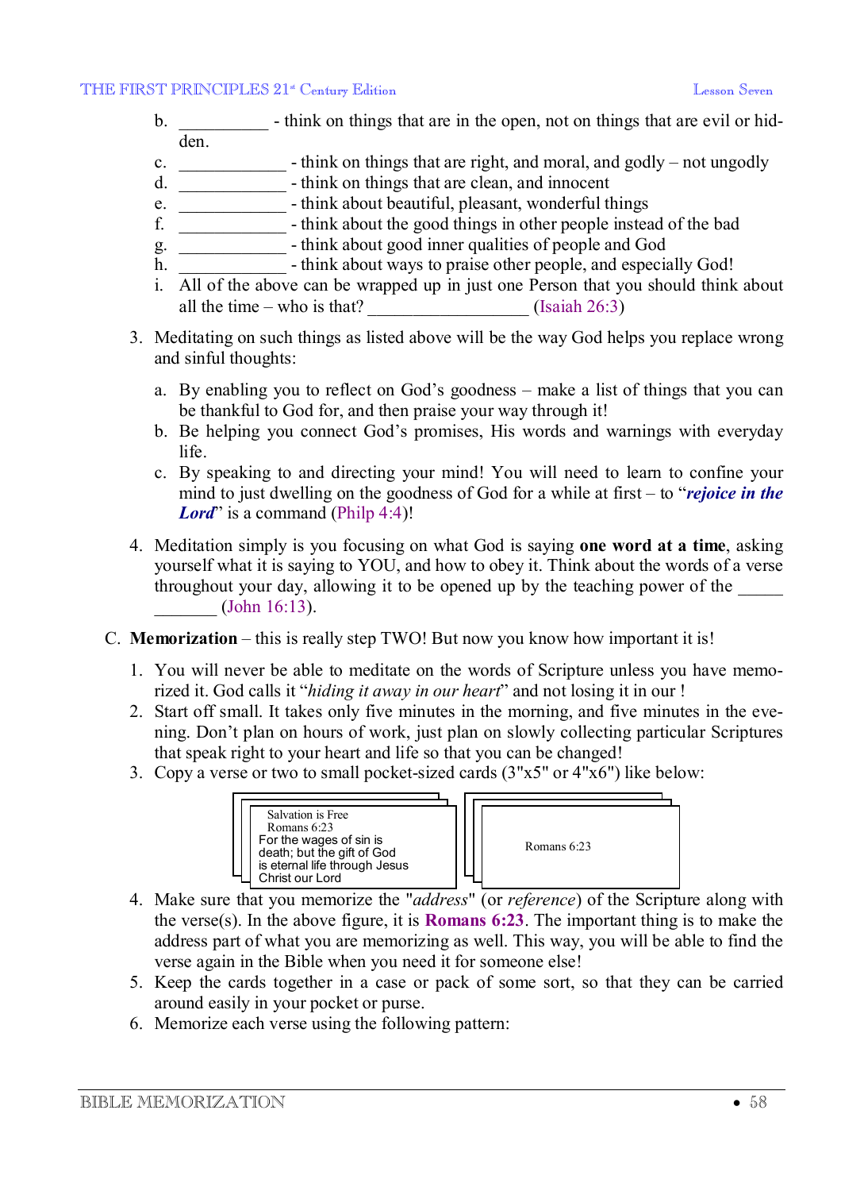b. __________ - think on things that are in the open, not on things that are evil or hidden.
c. ____________ - think on things that are right, and moral, and godly – not ungodly
d. ____________ - think on things that are clean, and innocent
e. ____________ - think about beautiful, pleasant, wonderful things
f. ____________ - think about the good things in other people instead of the bad
g. ____________ - think about good inner qualities of people and God
h. ____________ - think about ways to praise other people, and especially God!
i. All of the above can be wrapped up in just one Person that you should think about all the time – who is that? __________________ (Isaiah 26:3)

3. Meditating on such things as listed above will be the way God helps you replace wrong and sinful thoughts:

   a. By enabling you to reflect on God's goodness – make a list of things that you can be thankful to God for, and then praise your way through it!
   b. Be helping you connect God's promises, His words and warnings with everyday life.
   c. By speaking to and directing your mind! You will need to learn to confine your mind to just dwelling on the goodness of God for a while at first – to "***rejoice in the Lord***" is a command (Philp 4:4)!

4. Meditation simply is you focusing on what God is saying **one word at a time**, asking yourself what it is saying to YOU, and how to obey it. Think about the words of a verse throughout your day, allowing it to be opened up by the teaching power of the _____ _______ (John 16:13).

C. **Memorization** – this is really step TWO! But now you know how important it is!

1. You will never be able to meditate on the words of Scripture unless you have memorized it. God calls it "*hiding it away in our heart*" and not losing it in our !
2. Start off small. It takes only five minutes in the morning, and five minutes in the evening. Don't plan on hours of work, just plan on slowly collecting particular Scriptures that speak right to your heart and life so that you can be changed!
3. Copy a verse or two to small pocket-sized cards (3"x5" or 4"x6") like below:

| Salvation is Free<br>Romans 6:23<br>For the wages of sin is death; but the gift of God is eternal life through Jesus Christ our Lord | Romans 6:23 |
|---|---|

4. Make sure that you memorize the "*address*" (or *reference*) of the Scripture along with the verse(s). In the above figure, it is **Romans 6:23**. The important thing is to make the address part of what you are memorizing as well. This way, you will be able to find the verse again in the Bible when you need it for someone else!
5. Keep the cards together in a case or pack of some sort, so that they can be carried around easily in your pocket or purse.
6. Memorize each verse using the following pattern: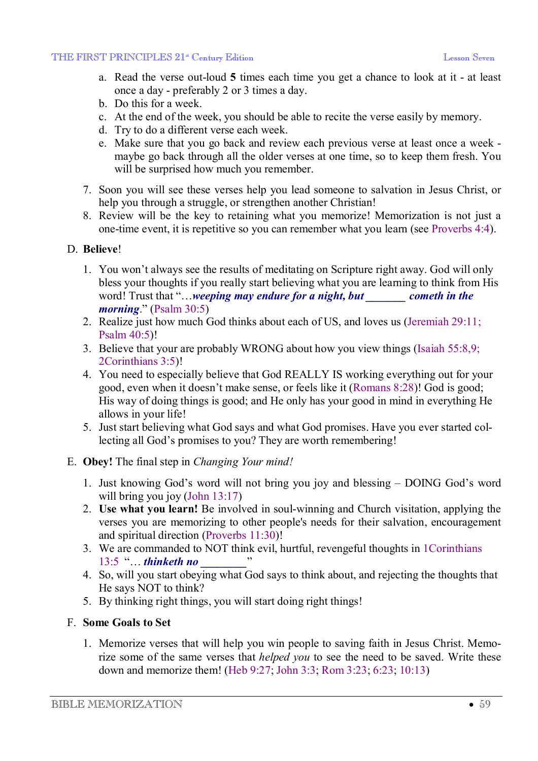a. Read the verse out-loud **5** times each time you get a chance to look at it - at least once a day - preferably 2 or 3 times a day.
b. Do this for a week.
c. At the end of the week, you should be able to recite the verse easily by memory.
d. Try to do a different verse each week.
e. Make sure that you go back and review each previous verse at least once a week - maybe go back through all the older verses at one time, so to keep them fresh. You will be surprised how much you remember.

7. Soon you will see these verses help you lead someone to salvation in Jesus Christ, or help you through a struggle, or strengthen another Christian!
8. Review will be the key to retaining what you memorize! Memorization is not just a one-time event, it is repetitive so you can remember what you learn (see Proverbs 4:4).

D. **Believe**!

1. You won't always see the results of meditating on Scripture right away. God will only bless your thoughts if you really start believing what you are learning to think from His word! Trust that "…***weeping may endure for a night, but _______ cometh in the morning***." (Psalm 30:5)
2. Realize just how much God thinks about each of US, and loves us (Jeremiah 29:11; Psalm 40:5)!
3. Believe that your are probably WRONG about how you view things (Isaiah 55:8,9; 2Corinthians 3:5)!
4. You need to especially believe that God REALLY IS working everything out for your good, even when it doesn't make sense, or feels like it (Romans 8:28)! God is good; His way of doing things is good; and He only has your good in mind in everything He allows in your life!
5. Just start believing what God says and what God promises. Have you ever started collecting all God's promises to you? They are worth remembering!

E. **Obey!** The final step in *Changing Your mind!*

1. Just knowing God's word will not bring you joy and blessing – DOING God's word will bring you joy (John 13:17)
2. **Use what you learn!** Be involved in soul-winning and Church visitation, applying the verses you are memorizing to other people's needs for their salvation, encouragement and spiritual direction (Proverbs 11:30)!
3. We are commanded to NOT think evil, hurtful, revengeful thoughts in 1Corinthians 13:5 "… ***thinketh no ________***"
4. So, will you start obeying what God says to think about, and rejecting the thoughts that He says NOT to think?
5. By thinking right things, you will start doing right things!

F. **Some Goals to Set**

1. Memorize verses that will help you win people to saving faith in Jesus Christ. Memorize some of the same verses that *helped you* to see the need to be saved. Write these down and memorize them! (Heb 9:27; John 3:3; Rom 3:23; 6:23; 10:13)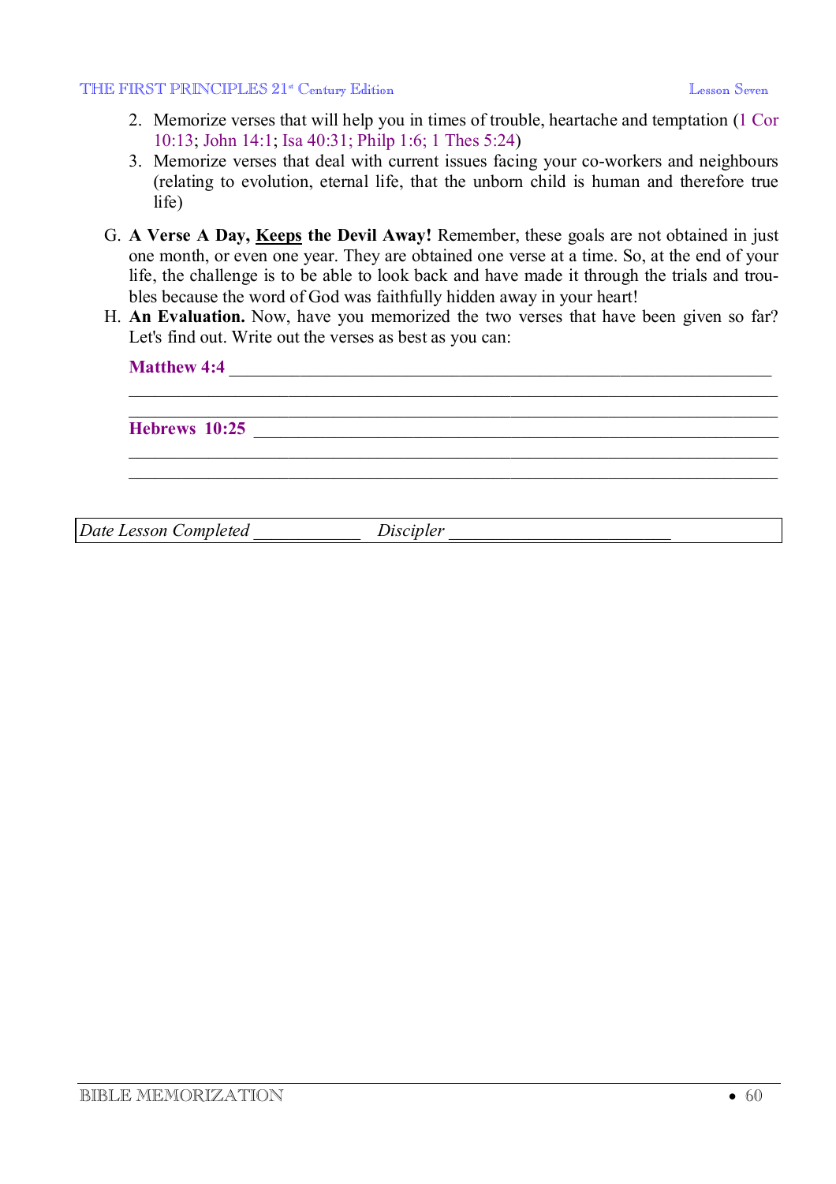2. Memorize verses that will help you in times of trouble, heartache and temptation (1 Cor 10:13; John 14:1; Isa 40:31; Philp 1:6; 1 Thes 5:24)
3. Memorize verses that deal with current issues facing your co-workers and neighbours (relating to evolution, eternal life, that the unborn child is human and therefore true life)

G. **A Verse A Day, <u>Keeps</u> the Devil Away!** Remember, these goals are not obtained in just one month, or even one year. They are obtained one verse at a time. So, at the end of your life, the challenge is to be able to look back and have made it through the trials and troubles because the word of God was faithfully hidden away in your heart!

H. **An Evaluation.** Now, have you memorized the two verses that have been given so far? Let's find out. Write out the verses as best as you can:

**Matthew 4:4** ______________________________________________________________
______________________________________________________________
______________________________________________________________

**Hebrews 10:25** ______________________________________________________________
______________________________________________________________
______________________________________________________________

| | |
|---|---|
| *Date Lesson Completed* ____________ | *Discipler* _________________________ |